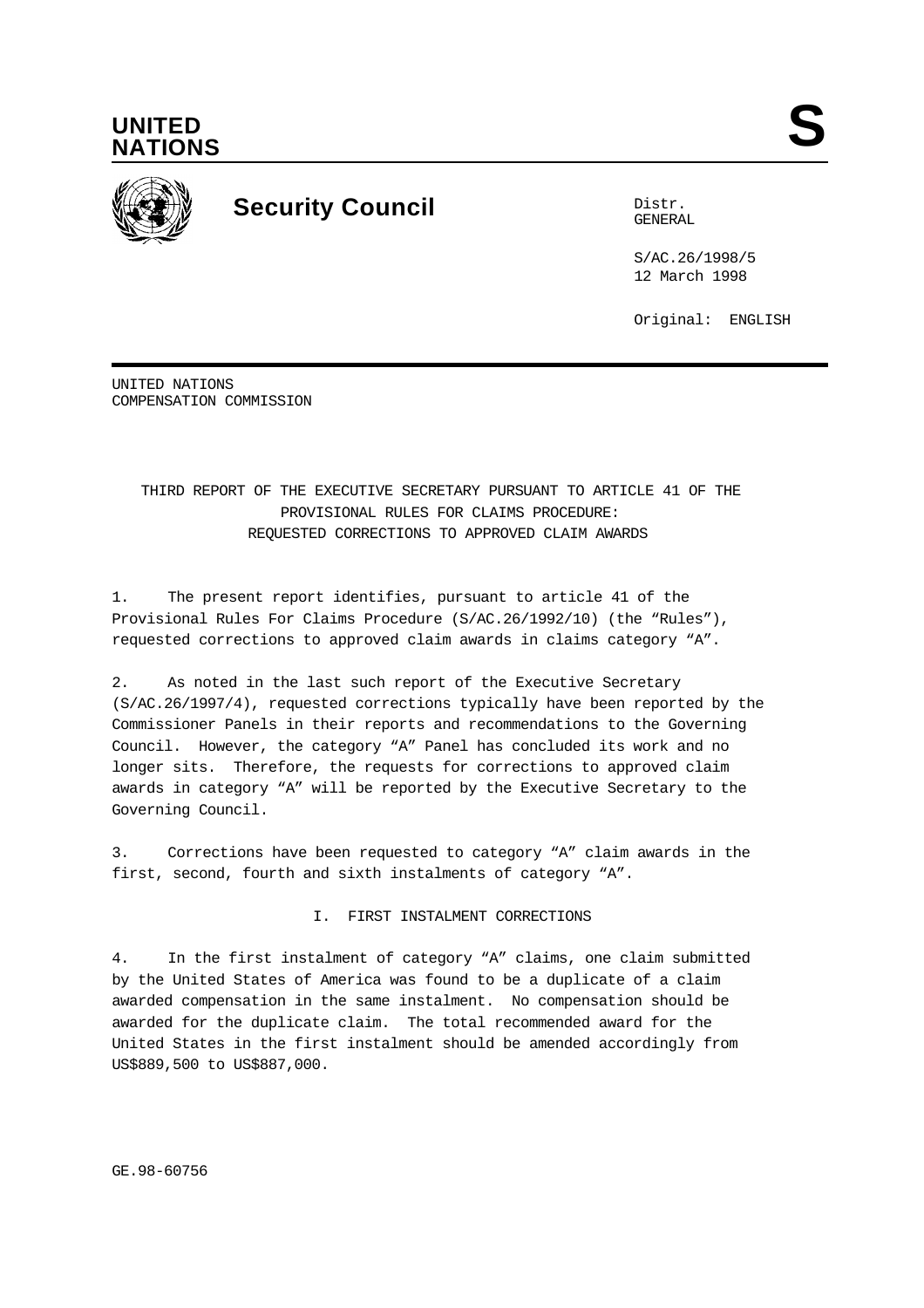UNITED NATIONS

S

# Security Council

Distr.
GENERAL

S/AC.26/1998/5
12 March 1998

Original: ENGLISH

UNITED NATIONS
COMPENSATION COMMISSION

## THIRD REPORT OF THE EXECUTIVE SECRETARY PURSUANT TO ARTICLE 41 OF THE PROVISIONAL RULES FOR CLAIMS PROCEDURE: REQUESTED CORRECTIONS TO APPROVED CLAIM AWARDS

1. The present report identifies, pursuant to article 41 of the Provisional Rules For Claims Procedure (S/AC.26/1992/10) (the "Rules"), requested corrections to approved claim awards in claims category "A".

2. As noted in the last such report of the Executive Secretary (S/AC.26/1997/4), requested corrections typically have been reported by the Commissioner Panels in their reports and recommendations to the Governing Council. However, the category "A" Panel has concluded its work and no longer sits. Therefore, the requests for corrections to approved claim awards in category "A" will be reported by the Executive Secretary to the Governing Council.

3. Corrections have been requested to category "A" claim awards in the first, second, fourth and sixth instalments of category "A".

### I. FIRST INSTALMENT CORRECTIONS

4. In the first instalment of category "A" claims, one claim submitted by the United States of America was found to be a duplicate of a claim awarded compensation in the same instalment. No compensation should be awarded for the duplicate claim. The total recommended award for the United States in the first instalment should be amended accordingly from US$889,500 to US$887,000.

GE.98-60756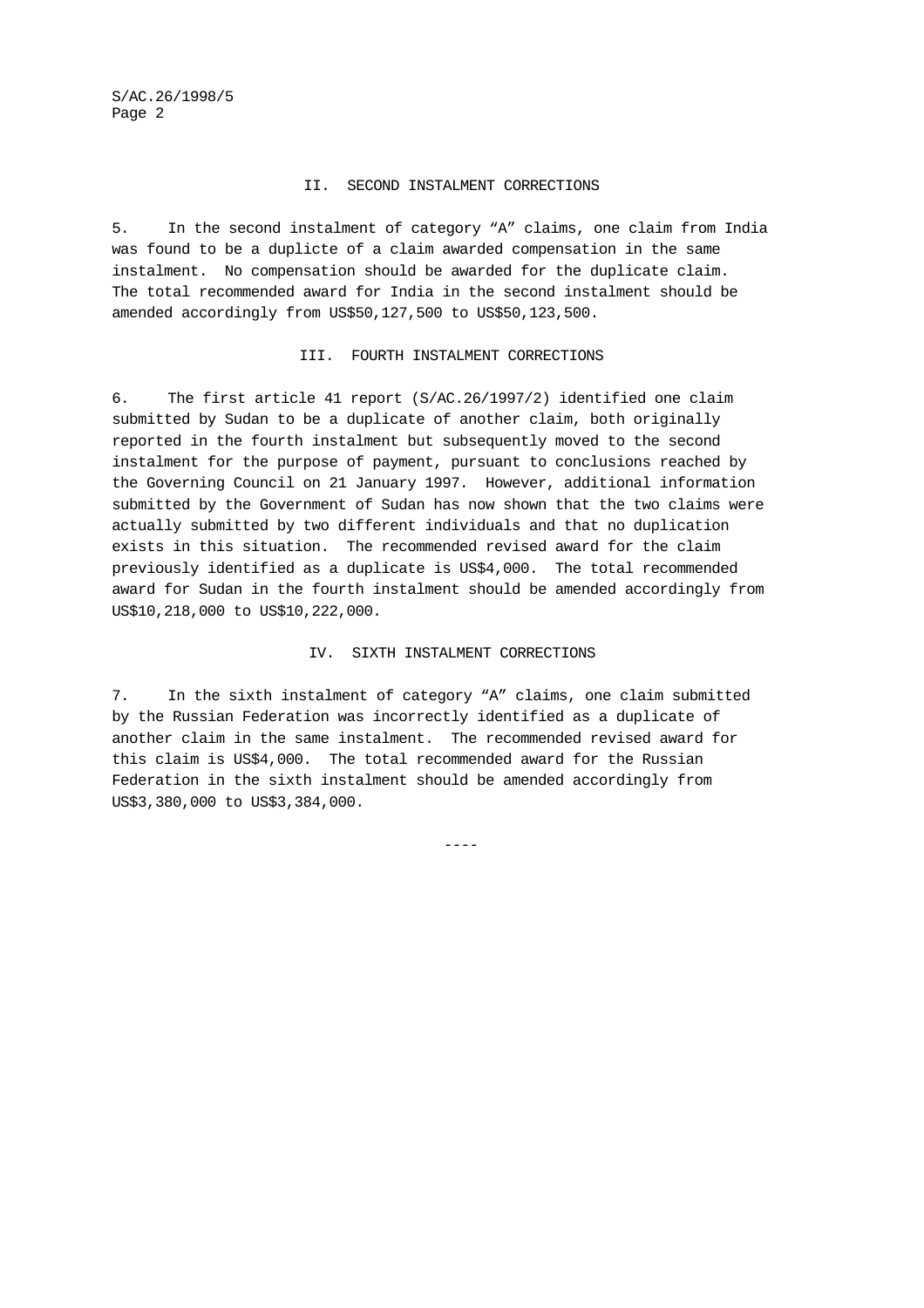## II. SECOND INSTALMENT CORRECTIONS

5. In the second instalment of category "A" claims, one claim from India was found to be a duplicte of a claim awarded compensation in the same instalment. No compensation should be awarded for the duplicate claim. The total recommended award for India in the second instalment should be amended accordingly from US$50,127,500 to US$50,123,500.

## III. FOURTH INSTALMENT CORRECTIONS

6. The first article 41 report (S/AC.26/1997/2) identified one claim submitted by Sudan to be a duplicate of another claim, both originally reported in the fourth instalment but subsequently moved to the second instalment for the purpose of payment, pursuant to conclusions reached by the Governing Council on 21 January 1997. However, additional information submitted by the Government of Sudan has now shown that the two claims were actually submitted by two different individuals and that no duplication exists in this situation. The recommended revised award for the claim previously identified as a duplicate is US$4,000. The total recommended award for Sudan in the fourth instalment should be amended accordingly from US$10,218,000 to US$10,222,000.

## IV. SIXTH INSTALMENT CORRECTIONS

7. In the sixth instalment of category "A" claims, one claim submitted by the Russian Federation was incorrectly identified as a duplicate of another claim in the same instalment. The recommended revised award for this claim is US$4,000. The total recommended award for the Russian Federation in the sixth instalment should be amended accordingly from US$3,380,000 to US$3,384,000.

----